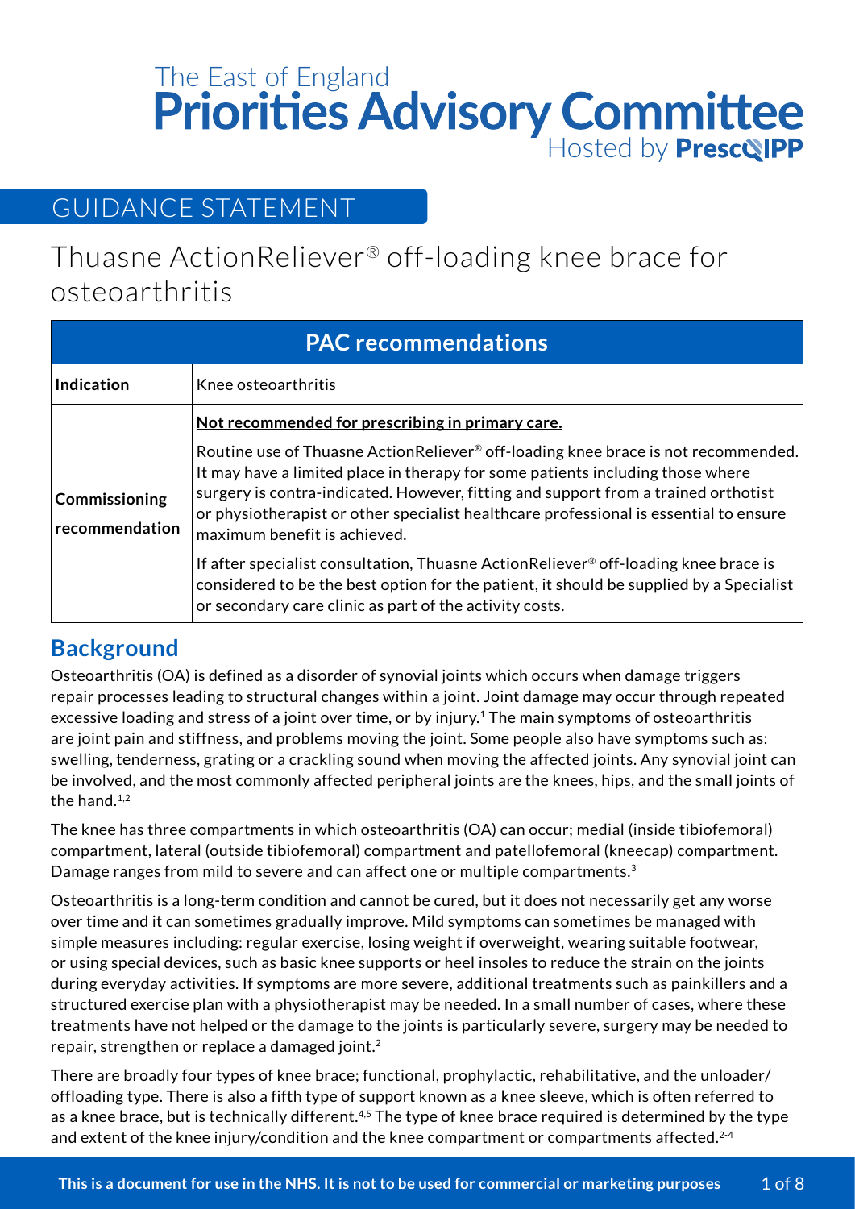The East of England

# Priorities Advisory Committee

Hosted by PrescQIPP

## GUIDANCE STATEMENT

# Thuasne ActionReliever® off-loading knee brace for osteoarthritis

| PAC recommendations | |
|---|---|
| **Indication** | Knee osteoarthritis |
| **Commissioning recommendation** | **Not recommended for prescribing in primary care.** Routine use of Thuasne ActionReliever® off-loading knee brace is not recommended. It may have a limited place in therapy for some patients including those where surgery is contra-indicated. However, fitting and support from a trained orthotist or physiotherapist or other specialist healthcare professional is essential to ensure maximum benefit is achieved. If after specialist consultation, Thuasne ActionReliever® off-loading knee brace is considered to be the best option for the patient, it should be supplied by a Specialist or secondary care clinic as part of the activity costs. |

## Background

Osteoarthritis (OA) is defined as a disorder of synovial joints which occurs when damage triggers repair processes leading to structural changes within a joint. Joint damage may occur through repeated excessive loading and stress of a joint over time, or by injury.[1] The main symptoms of osteoarthritis are joint pain and stiffness, and problems moving the joint. Some people also have symptoms such as: swelling, tenderness, grating or a crackling sound when moving the affected joints. Any synovial joint can be involved, and the most commonly affected peripheral joints are the knees, hips, and the small joints of the hand.[1,2]

The knee has three compartments in which osteoarthritis (OA) can occur; medial (inside tibiofemoral) compartment, lateral (outside tibiofemoral) compartment and patellofemoral (kneecap) compartment. Damage ranges from mild to severe and can affect one or multiple compartments.[3]

Osteoarthritis is a long-term condition and cannot be cured, but it does not necessarily get any worse over time and it can sometimes gradually improve. Mild symptoms can sometimes be managed with simple measures including: regular exercise, losing weight if overweight, wearing suitable footwear, or using special devices, such as basic knee supports or heel insoles to reduce the strain on the joints during everyday activities. If symptoms are more severe, additional treatments such as painkillers and a structured exercise plan with a physiotherapist may be needed. In a small number of cases, where these treatments have not helped or the damage to the joints is particularly severe, surgery may be needed to repair, strengthen or replace a damaged joint.[2]

There are broadly four types of knee brace; functional, prophylactic, rehabilitative, and the unloader/offloading type. There is also a fifth type of support known as a knee sleeve, which is often referred to as a knee brace, but is technically different.[4,5] The type of knee brace required is determined by the type and extent of the knee injury/condition and the knee compartment or compartments affected.[2-4]

This is a document for use in the NHS. It is not to be used for commercial or marketing purposes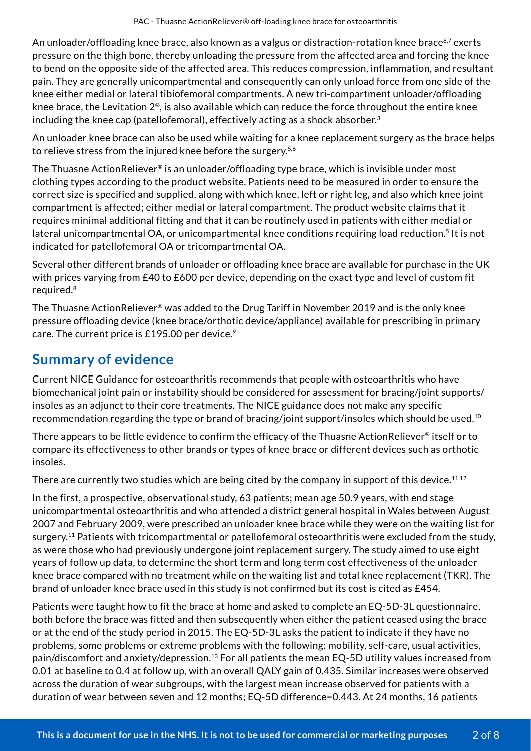An unloader/offloading knee brace, also known as a valgus or distraction-rotation knee brace[6,7] exerts pressure on the thigh bone, thereby unloading the pressure from the affected area and forcing the knee to bend on the opposite side of the affected area. This reduces compression, inflammation, and resultant pain. They are generally unicompartmental and consequently can only unload force from one side of the knee either medial or lateral tibiofemoral compartments. A new tri-compartment unloader/offloading knee brace, the Levitation 2®, is also available which can reduce the force throughout the entire knee including the knee cap (patellofemoral), effectively acting as a shock absorber.[3]

An unloader knee brace can also be used while waiting for a knee replacement surgery as the brace helps to relieve stress from the injured knee before the surgery.[5,6]

The Thuasne ActionReliever® is an unloader/offloading type brace, which is invisible under most clothing types according to the product website. Patients need to be measured in order to ensure the correct size is specified and supplied, along with which knee, left or right leg, and also which knee joint compartment is affected; either medial or lateral compartment. The product website claims that it requires minimal additional fitting and that it can be routinely used in patients with either medial or lateral unicompartmental OA, or unicompartmental knee conditions requiring load reduction.[5] It is not indicated for patellofemoral OA or tricompartmental OA.

Several other different brands of unloader or offloading knee brace are available for purchase in the UK with prices varying from £40 to £600 per device, depending on the exact type and level of custom fit required.[8]

The Thuasne ActionReliever® was added to the Drug Tariff in November 2019 and is the only knee pressure offloading device (knee brace/orthotic device/appliance) available for prescribing in primary care. The current price is £195.00 per device.[9]

## Summary of evidence

Current NICE Guidance for osteoarthritis recommends that people with osteoarthritis who have biomechanical joint pain or instability should be considered for assessment for bracing/joint supports/ insoles as an adjunct to their core treatments. The NICE guidance does not make any specific recommendation regarding the type or brand of bracing/joint support/insoles which should be used.[10]

There appears to be little evidence to confirm the efficacy of the Thuasne ActionReliever® itself or to compare its effectiveness to other brands or types of knee brace or different devices such as orthotic insoles.

There are currently two studies which are being cited by the company in support of this device.[11,12]

In the first, a prospective, observational study, 63 patients; mean age 50.9 years, with end stage unicompartmental osteoarthritis and who attended a district general hospital in Wales between August 2007 and February 2009, were prescribed an unloader knee brace while they were on the waiting list for surgery.[11] Patients with tricompartmental or patellofemoral osteoarthritis were excluded from the study, as were those who had previously undergone joint replacement surgery. The study aimed to use eight years of follow up data, to determine the short term and long term cost effectiveness of the unloader knee brace compared with no treatment while on the waiting list and total knee replacement (TKR). The brand of unloader knee brace used in this study is not confirmed but its cost is cited as £454.

Patients were taught how to fit the brace at home and asked to complete an EQ-5D-3L questionnaire, both before the brace was fitted and then subsequently when either the patient ceased using the brace or at the end of the study period in 2015. The EQ-5D-3L asks the patient to indicate if they have no problems, some problems or extreme problems with the following: mobility, self-care, usual activities, pain/discomfort and anxiety/depression.[13] For all patients the mean EQ-5D utility values increased from 0.01 at baseline to 0.4 at follow up, with an overall QALY gain of 0.435. Similar increases were observed across the duration of wear subgroups, with the largest mean increase observed for patients with a duration of wear between seven and 12 months; EQ-5D difference=0.443. At 24 months, 16 patients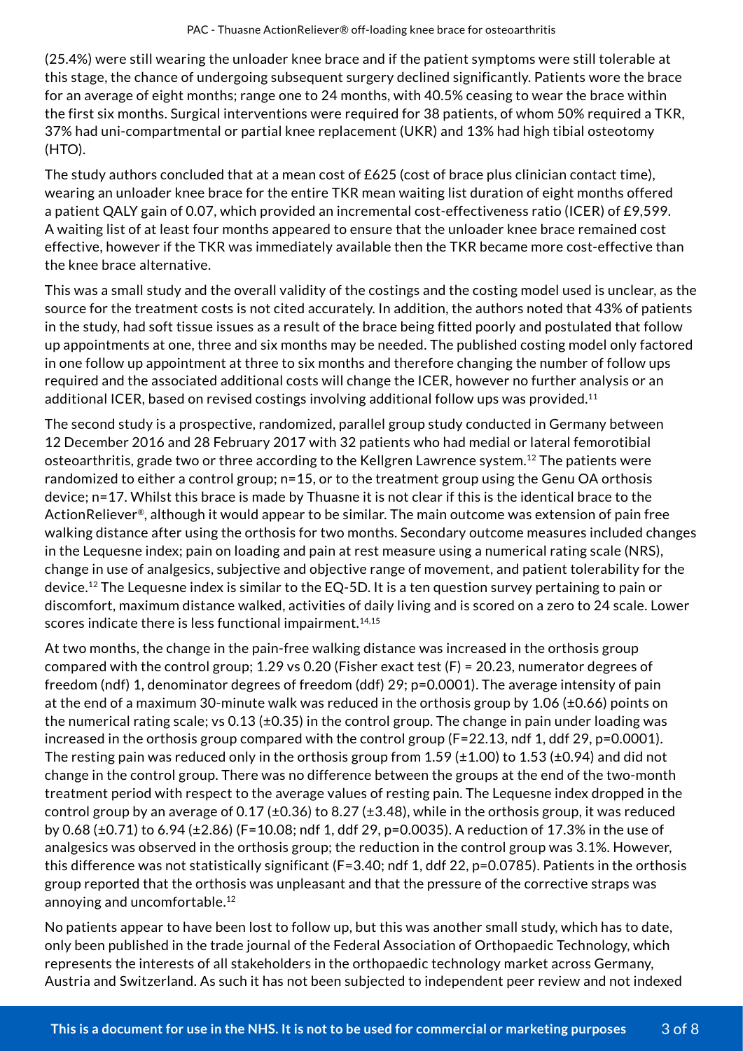(25.4%) were still wearing the unloader knee brace and if the patient symptoms were still tolerable at this stage, the chance of undergoing subsequent surgery declined significantly. Patients wore the brace for an average of eight months; range one to 24 months, with 40.5% ceasing to wear the brace within the first six months. Surgical interventions were required for 38 patients, of whom 50% required a TKR, 37% had uni-compartmental or partial knee replacement (UKR) and 13% had high tibial osteotomy (HTO).

The study authors concluded that at a mean cost of £625 (cost of brace plus clinician contact time), wearing an unloader knee brace for the entire TKR mean waiting list duration of eight months offered a patient QALY gain of 0.07, which provided an incremental cost-effectiveness ratio (ICER) of £9,599. A waiting list of at least four months appeared to ensure that the unloader knee brace remained cost effective, however if the TKR was immediately available then the TKR became more cost-effective than the knee brace alternative.

This was a small study and the overall validity of the costings and the costing model used is unclear, as the source for the treatment costs is not cited accurately. In addition, the authors noted that 43% of patients in the study, had soft tissue issues as a result of the brace being fitted poorly and postulated that follow up appointments at one, three and six months may be needed. The published costing model only factored in one follow up appointment at three to six months and therefore changing the number of follow ups required and the associated additional costs will change the ICER, however no further analysis or an additional ICER, based on revised costings involving additional follow ups was provided.[11]

The second study is a prospective, randomized, parallel group study conducted in Germany between 12 December 2016 and 28 February 2017 with 32 patients who had medial or lateral femorotibial osteoarthritis, grade two or three according to the Kellgren Lawrence system.[12] The patients were randomized to either a control group; n=15, or to the treatment group using the Genu OA orthosis device; n=17. Whilst this brace is made by Thuasne it is not clear if this is the identical brace to the ActionReliever®, although it would appear to be similar. The main outcome was extension of pain free walking distance after using the orthosis for two months. Secondary outcome measures included changes in the Lequesne index; pain on loading and pain at rest measure using a numerical rating scale (NRS), change in use of analgesics, subjective and objective range of movement, and patient tolerability for the device.[12] The Lequesne index is similar to the EQ-5D. It is a ten question survey pertaining to pain or discomfort, maximum distance walked, activities of daily living and is scored on a zero to 24 scale. Lower scores indicate there is less functional impairment.[14,15]

At two months, the change in the pain-free walking distance was increased in the orthosis group compared with the control group; 1.29 vs 0.20 (Fisher exact test (F) = 20.23, numerator degrees of freedom (ndf) 1, denominator degrees of freedom (ddf) 29; p=0.0001). The average intensity of pain at the end of a maximum 30-minute walk was reduced in the orthosis group by 1.06 (±0.66) points on the numerical rating scale; vs 0.13 (±0.35) in the control group. The change in pain under loading was increased in the orthosis group compared with the control group (F=22.13, ndf 1, ddf 29, p=0.0001). The resting pain was reduced only in the orthosis group from 1.59 (±1.00) to 1.53 (±0.94) and did not change in the control group. There was no difference between the groups at the end of the two-month treatment period with respect to the average values of resting pain. The Lequesne index dropped in the control group by an average of 0.17 (±0.36) to 8.27 (±3.48), while in the orthosis group, it was reduced by 0.68 (±0.71) to 6.94 (±2.86) (F=10.08; ndf 1, ddf 29, p=0.0035). A reduction of 17.3% in the use of analgesics was observed in the orthosis group; the reduction in the control group was 3.1%. However, this difference was not statistically significant (F=3.40; ndf 1, ddf 22, p=0.0785). Patients in the orthosis group reported that the orthosis was unpleasant and that the pressure of the corrective straps was annoying and uncomfortable.[12]

No patients appear to have been lost to follow up, but this was another small study, which has to date, only been published in the trade journal of the Federal Association of Orthopaedic Technology, which represents the interests of all stakeholders in the orthopaedic technology market across Germany, Austria and Switzerland. As such it has not been subjected to independent peer review and not indexed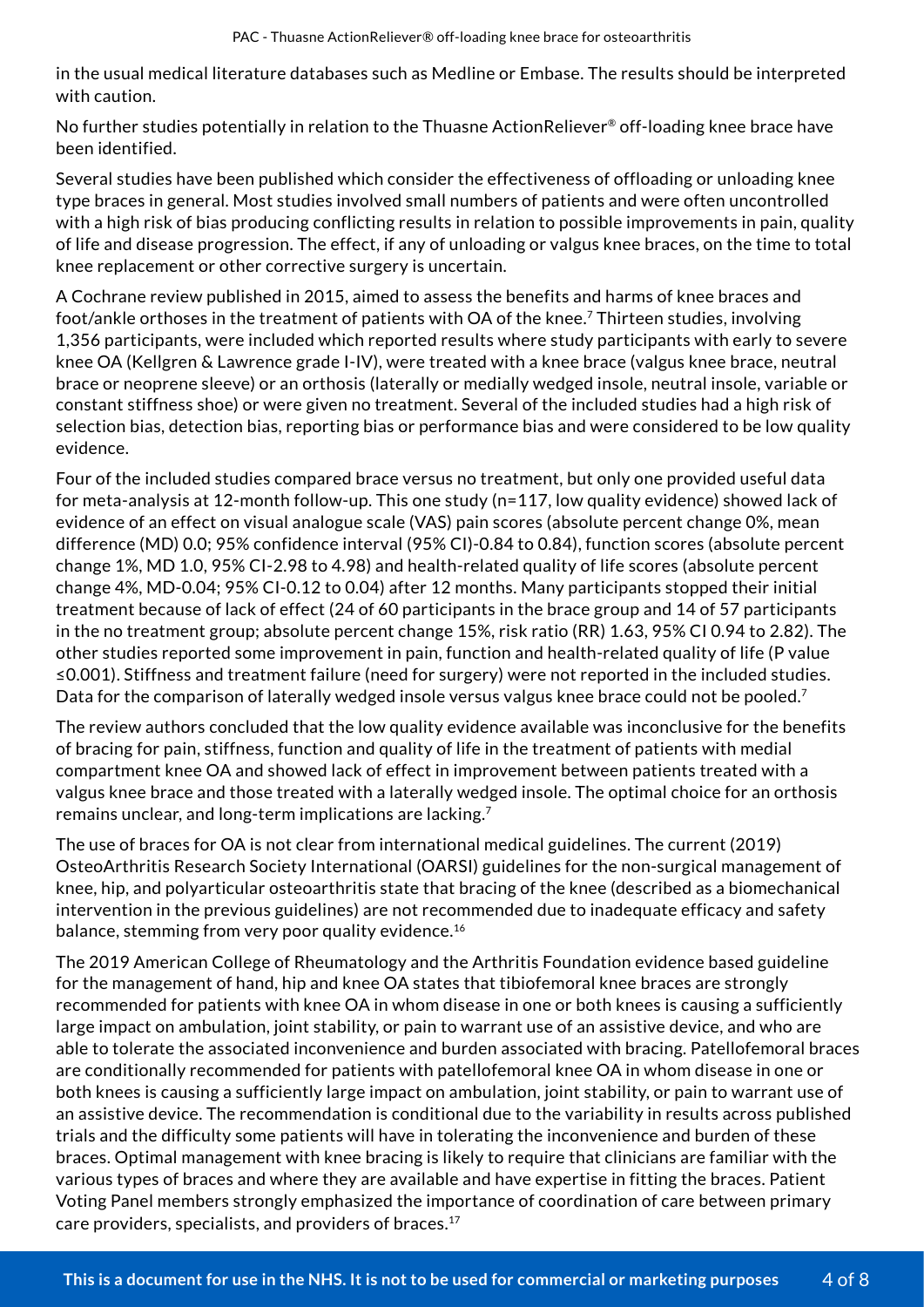in the usual medical literature databases such as Medline or Embase. The results should be interpreted with caution.

No further studies potentially in relation to the Thuasne ActionReliever® off-loading knee brace have been identified.

Several studies have been published which consider the effectiveness of offloading or unloading knee type braces in general. Most studies involved small numbers of patients and were often uncontrolled with a high risk of bias producing conflicting results in relation to possible improvements in pain, quality of life and disease progression. The effect, if any of unloading or valgus knee braces, on the time to total knee replacement or other corrective surgery is uncertain.

A Cochrane review published in 2015, aimed to assess the benefits and harms of knee braces and foot/ankle orthoses in the treatment of patients with OA of the knee.[7] Thirteen studies, involving 1,356 participants, were included which reported results where study participants with early to severe knee OA (Kellgren & Lawrence grade I-IV), were treated with a knee brace (valgus knee brace, neutral brace or neoprene sleeve) or an orthosis (laterally or medially wedged insole, neutral insole, variable or constant stiffness shoe) or were given no treatment. Several of the included studies had a high risk of selection bias, detection bias, reporting bias or performance bias and were considered to be low quality evidence.

Four of the included studies compared brace versus no treatment, but only one provided useful data for meta-analysis at 12-month follow-up. This one study (n=117, low quality evidence) showed lack of evidence of an effect on visual analogue scale (VAS) pain scores (absolute percent change 0%, mean difference (MD) 0.0; 95% confidence interval (95% CI)-0.84 to 0.84), function scores (absolute percent change 1%, MD 1.0, 95% CI-2.98 to 4.98) and health-related quality of life scores (absolute percent change 4%, MD-0.04; 95% CI-0.12 to 0.04) after 12 months. Many participants stopped their initial treatment because of lack of effect (24 of 60 participants in the brace group and 14 of 57 participants in the no treatment group; absolute percent change 15%, risk ratio (RR) 1.63, 95% CI 0.94 to 2.82). The other studies reported some improvement in pain, function and health-related quality of life (P value ≤0.001). Stiffness and treatment failure (need for surgery) were not reported in the included studies. Data for the comparison of laterally wedged insole versus valgus knee brace could not be pooled.[7]

The review authors concluded that the low quality evidence available was inconclusive for the benefits of bracing for pain, stiffness, function and quality of life in the treatment of patients with medial compartment knee OA and showed lack of effect in improvement between patients treated with a valgus knee brace and those treated with a laterally wedged insole. The optimal choice for an orthosis remains unclear, and long-term implications are lacking.[7]

The use of braces for OA is not clear from international medical guidelines. The current (2019) OsteoArthritis Research Society International (OARSI) guidelines for the non-surgical management of knee, hip, and polyarticular osteoarthritis state that bracing of the knee (described as a biomechanical intervention in the previous guidelines) are not recommended due to inadequate efficacy and safety balance, stemming from very poor quality evidence.[16]

The 2019 American College of Rheumatology and the Arthritis Foundation evidence based guideline for the management of hand, hip and knee OA states that tibiofemoral knee braces are strongly recommended for patients with knee OA in whom disease in one or both knees is causing a sufficiently large impact on ambulation, joint stability, or pain to warrant use of an assistive device, and who are able to tolerate the associated inconvenience and burden associated with bracing. Patellofemoral braces are conditionally recommended for patients with patellofemoral knee OA in whom disease in one or both knees is causing a sufficiently large impact on ambulation, joint stability, or pain to warrant use of an assistive device. The recommendation is conditional due to the variability in results across published trials and the difficulty some patients will have in tolerating the inconvenience and burden of these braces. Optimal management with knee bracing is likely to require that clinicians are familiar with the various types of braces and where they are available and have expertise in fitting the braces. Patient Voting Panel members strongly emphasized the importance of coordination of care between primary care providers, specialists, and providers of braces.[17]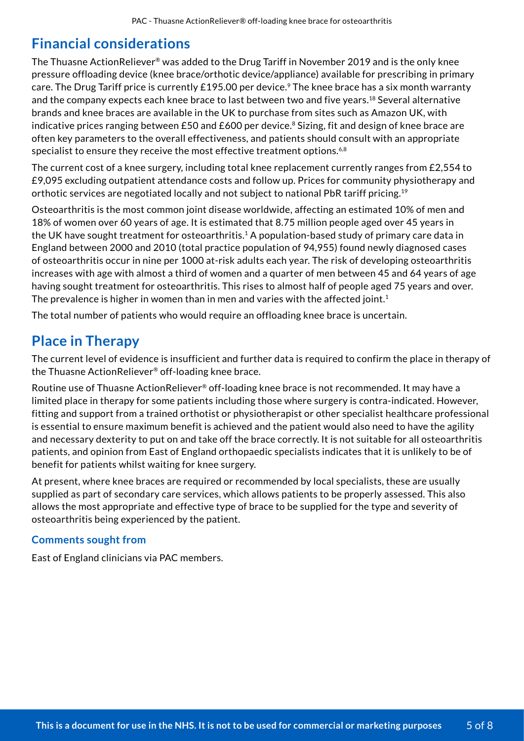## Financial considerations

The Thuasne ActionReliever® was added to the Drug Tariff in November 2019 and is the only knee pressure offloading device (knee brace/orthotic device/appliance) available for prescribing in primary care. The Drug Tariff price is currently £195.00 per device.[9] The knee brace has a six month warranty and the company expects each knee brace to last between two and five years.[18] Several alternative brands and knee braces are available in the UK to purchase from sites such as Amazon UK, with indicative prices ranging between £50 and £600 per device.[8] Sizing, fit and design of knee brace are often key parameters to the overall effectiveness, and patients should consult with an appropriate specialist to ensure they receive the most effective treatment options.[6,8]

The current cost of a knee surgery, including total knee replacement currently ranges from £2,554 to £9,095 excluding outpatient attendance costs and follow up. Prices for community physiotherapy and orthotic services are negotiated locally and not subject to national PbR tariff pricing.[19]

Osteoarthritis is the most common joint disease worldwide, affecting an estimated 10% of men and 18% of women over 60 years of age. It is estimated that 8.75 million people aged over 45 years in the UK have sought treatment for osteoarthritis.[1] A population-based study of primary care data in England between 2000 and 2010 (total practice population of 94,955) found newly diagnosed cases of osteoarthritis occur in nine per 1000 at-risk adults each year. The risk of developing osteoarthritis increases with age with almost a third of women and a quarter of men between 45 and 64 years of age having sought treatment for osteoarthritis. This rises to almost half of people aged 75 years and over. The prevalence is higher in women than in men and varies with the affected joint.[1]

The total number of patients who would require an offloading knee brace is uncertain.

## Place in Therapy

The current level of evidence is insufficient and further data is required to confirm the place in therapy of the Thuasne ActionReliever® off-loading knee brace.

Routine use of Thuasne ActionReliever® off-loading knee brace is not recommended. It may have a limited place in therapy for some patients including those where surgery is contra-indicated. However, fitting and support from a trained orthotist or physiotherapist or other specialist healthcare professional is essential to ensure maximum benefit is achieved and the patient would also need to have the agility and necessary dexterity to put on and take off the brace correctly. It is not suitable for all osteoarthritis patients, and opinion from East of England orthopaedic specialists indicates that it is unlikely to be of benefit for patients whilst waiting for knee surgery.

At present, where knee braces are required or recommended by local specialists, these are usually supplied as part of secondary care services, which allows patients to be properly assessed. This also allows the most appropriate and effective type of brace to be supplied for the type and severity of osteoarthritis being experienced by the patient.

### Comments sought from

East of England clinicians via PAC members.

**This is a document for use in the NHS. It is not to be used for commercial or marketing purposes**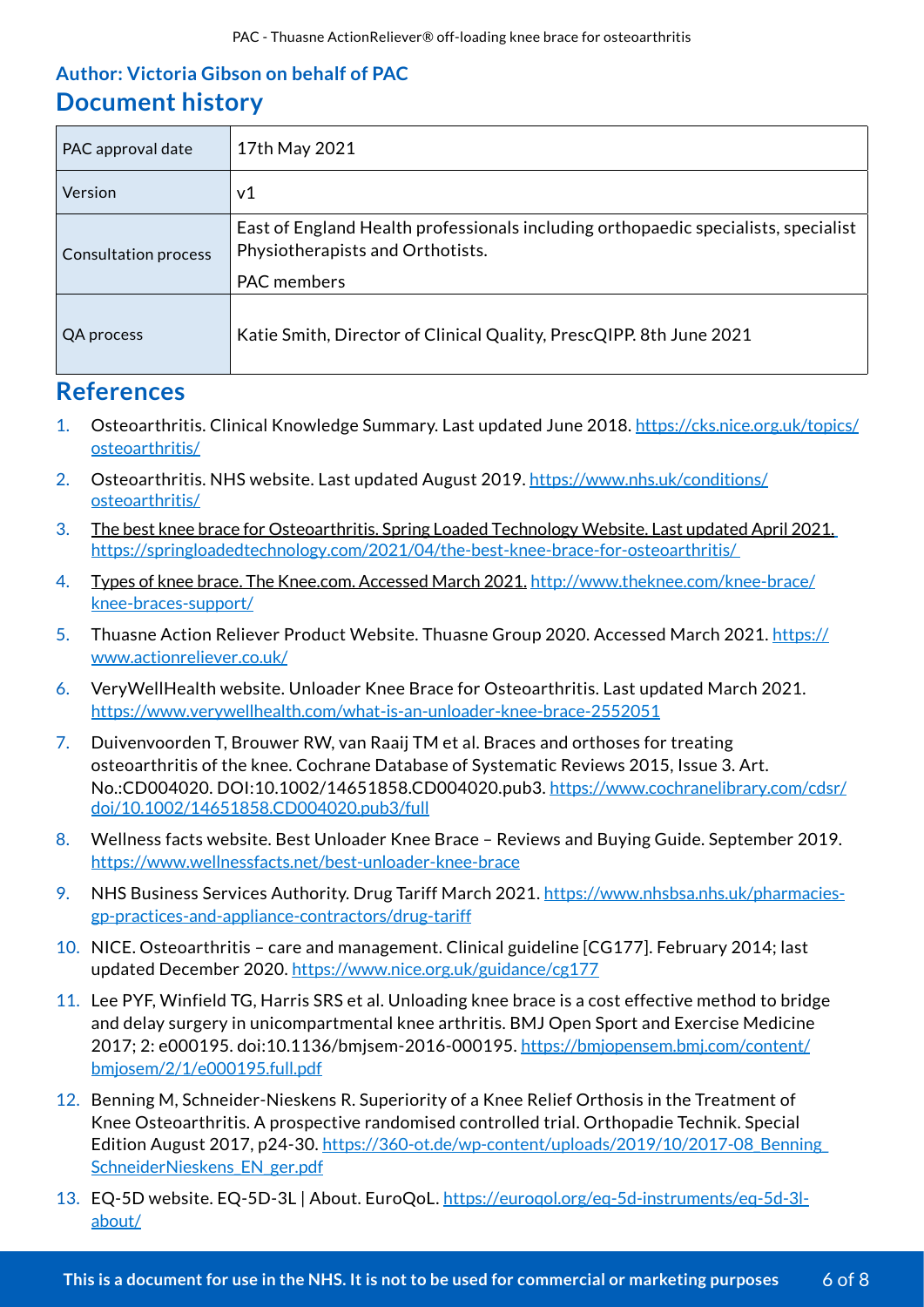**Author: Victoria Gibson on behalf of PAC**

## Document history

| | |
|---|---|
| PAC approval date | 17th May 2021 |
| Version | v1 |
| Consultation process | East of England Health professionals including orthopaedic specialists, specialist Physiotherapists and Orthotists.<br>PAC members |
| QA process | Katie Smith, Director of Clinical Quality, PrescQIPP. 8th June 2021 |

## References

1. Osteoarthritis. Clinical Knowledge Summary. Last updated June 2018. https://cks.nice.org.uk/topics/osteoarthritis/
2. Osteoarthritis. NHS website. Last updated August 2019. https://www.nhs.uk/conditions/osteoarthritis/
3. The best knee brace for Osteoarthritis. Spring Loaded Technology Website. Last updated April 2021. https://springloadedtechnology.com/2021/04/the-best-knee-brace-for-osteoarthritis/
4. Types of knee brace. The Knee.com. Accessed March 2021. http://www.theknee.com/knee-brace/knee-braces-support/
5. Thuasne Action Reliever Product Website. Thuasne Group 2020. Accessed March 2021. https://www.actionreliever.co.uk/
6. VeryWellHealth website. Unloader Knee Brace for Osteoarthritis. Last updated March 2021. https://www.verywellhealth.com/what-is-an-unloader-knee-brace-2552051
7. Duivenvoorden T, Brouwer RW, van Raaij TM et al. Braces and orthoses for treating osteoarthritis of the knee. Cochrane Database of Systematic Reviews 2015, Issue 3. Art. No.:CD004020. DOI:10.1002/14651858.CD004020.pub3. https://www.cochranelibrary.com/cdsr/doi/10.1002/14651858.CD004020.pub3/full
8. Wellness facts website. Best Unloader Knee Brace – Reviews and Buying Guide. September 2019. https://www.wellnessfacts.net/best-unloader-knee-brace
9. NHS Business Services Authority. Drug Tariff March 2021. https://www.nhsbsa.nhs.uk/pharmacies-gp-practices-and-appliance-contractors/drug-tariff
10. NICE. Osteoarthritis – care and management. Clinical guideline [CG177]. February 2014; last updated December 2020. https://www.nice.org.uk/guidance/cg177
11. Lee PYF, Winfield TG, Harris SRS et al. Unloading knee brace is a cost effective method to bridge and delay surgery in unicompartmental knee arthritis. BMJ Open Sport and Exercise Medicine 2017; 2: e000195. doi:10.1136/bmjsem-2016-000195. https://bmjopensem.bmj.com/content/bmjosem/2/1/e000195.full.pdf
12. Benning M, Schneider-Nieskens R. Superiority of a Knee Relief Orthosis in the Treatment of Knee Osteoarthritis. A prospective randomised controlled trial. Orthopadie Technik. Special Edition August 2017, p24-30. https://360-ot.de/wp-content/uploads/2019/10/2017-08_Benning_SchneiderNieskens_EN_ger.pdf
13. EQ-5D website. EQ-5D-3L | About. EuroQoL. https://euroqol.org/eq-5d-instruments/eq-5d-3l-about/

**This is a document for use in the NHS. It is not to be used for commercial or marketing purposes**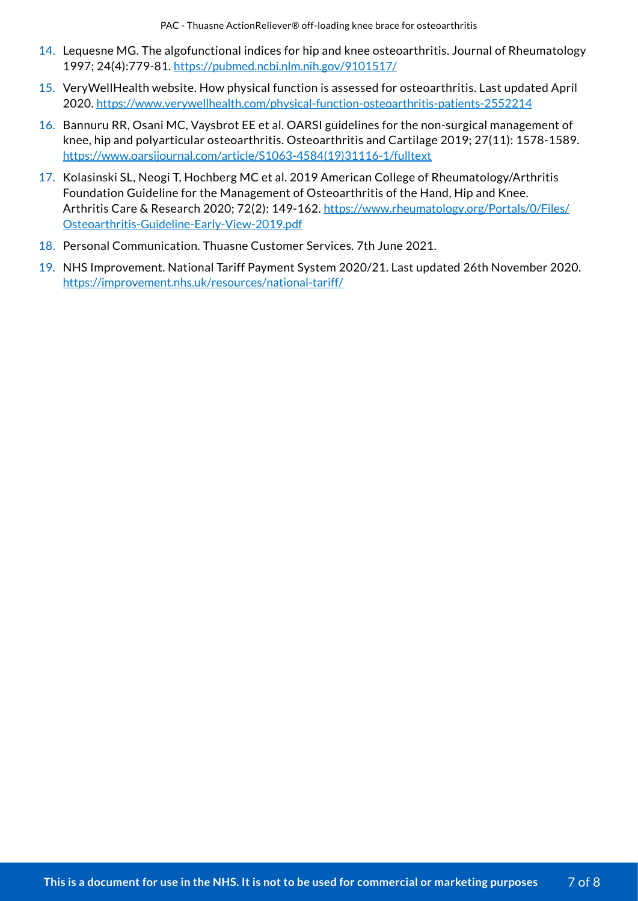14. Lequesne MG. The algofunctional indices for hip and knee osteoarthritis. Journal of Rheumatology 1997; 24(4):779-81. https://pubmed.ncbi.nlm.nih.gov/9101517/
15. VeryWellHealth website. How physical function is assessed for osteoarthritis. Last updated April 2020. https://www.verywellhealth.com/physical-function-osteoarthritis-patients-2552214
16. Bannuru RR, Osani MC, Vaysbrot EE et al. OARSI guidelines for the non-surgical management of knee, hip and polyarticular osteoarthritis. Osteoarthritis and Cartilage 2019; 27(11): 1578-1589. https://www.oarsijournal.com/article/S1063-4584(19)31116-1/fulltext
17. Kolasinski SL, Neogi T, Hochberg MC et al. 2019 American College of Rheumatology/Arthritis Foundation Guideline for the Management of Osteoarthritis of the Hand, Hip and Knee. Arthritis Care & Research 2020; 72(2): 149-162. https://www.rheumatology.org/Portals/0/Files/Osteoarthritis-Guideline-Early-View-2019.pdf
18. Personal Communication. Thuasne Customer Services. 7th June 2021.
19. NHS Improvement. National Tariff Payment System 2020/21. Last updated 26th November 2020. https://improvement.nhs.uk/resources/national-tariff/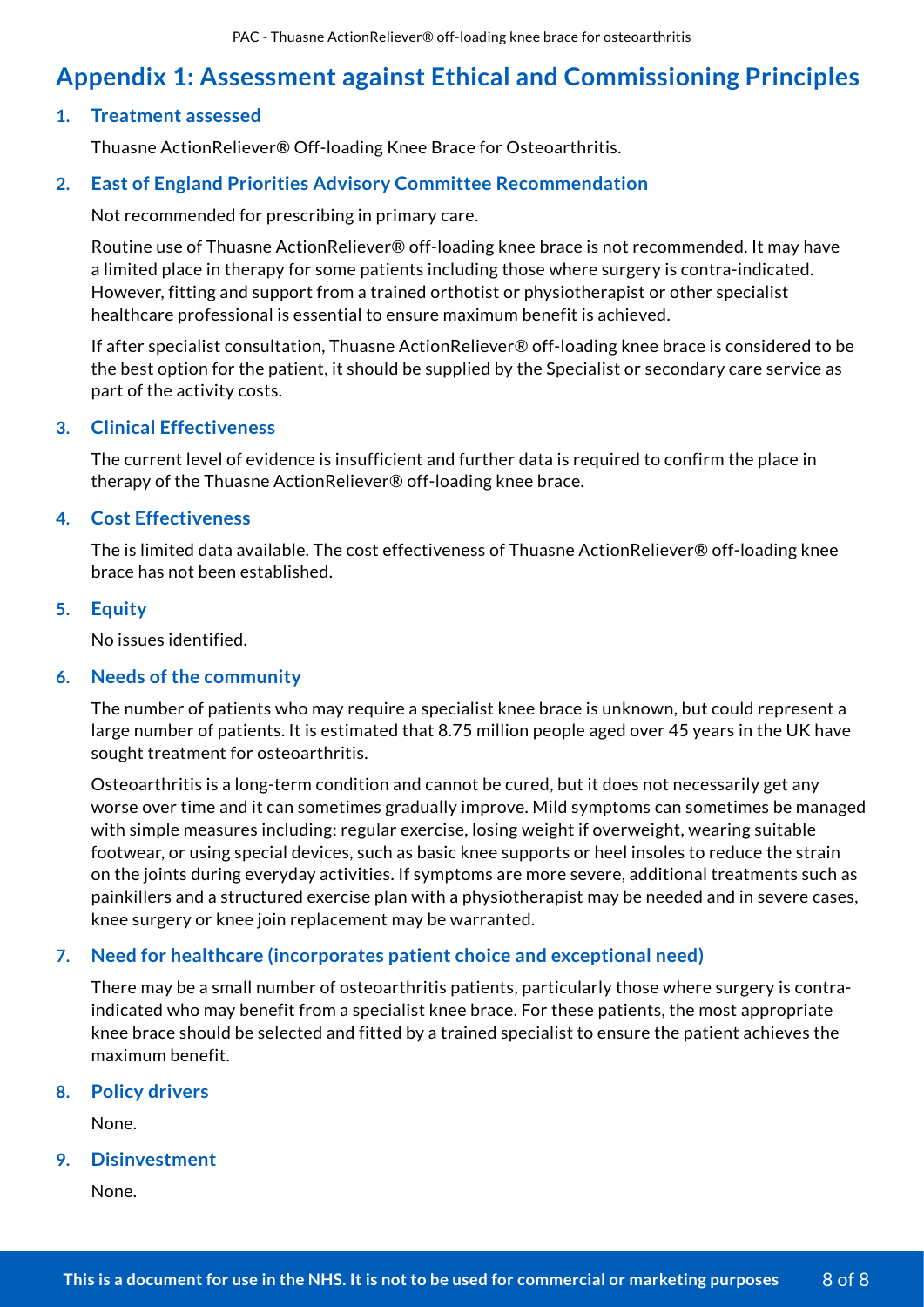# Appendix 1: Assessment against Ethical and Commissioning Principles

## 1. Treatment assessed

Thuasne ActionReliever® Off-loading Knee Brace for Osteoarthritis.

## 2. East of England Priorities Advisory Committee Recommendation

Not recommended for prescribing in primary care.

Routine use of Thuasne ActionReliever® off-loading knee brace is not recommended. It may have a limited place in therapy for some patients including those where surgery is contra-indicated. However, fitting and support from a trained orthotist or physiotherapist or other specialist healthcare professional is essential to ensure maximum benefit is achieved.

If after specialist consultation, Thuasne ActionReliever® off-loading knee brace is considered to be the best option for the patient, it should be supplied by the Specialist or secondary care service as part of the activity costs.

## 3. Clinical Effectiveness

The current level of evidence is insufficient and further data is required to confirm the place in therapy of the Thuasne ActionReliever® off-loading knee brace.

## 4. Cost Effectiveness

The is limited data available. The cost effectiveness of Thuasne ActionReliever® off-loading knee brace has not been established.

## 5. Equity

No issues identified.

## 6. Needs of the community

The number of patients who may require a specialist knee brace is unknown, but could represent a large number of patients. It is estimated that 8.75 million people aged over 45 years in the UK have sought treatment for osteoarthritis.

Osteoarthritis is a long-term condition and cannot be cured, but it does not necessarily get any worse over time and it can sometimes gradually improve. Mild symptoms can sometimes be managed with simple measures including: regular exercise, losing weight if overweight, wearing suitable footwear, or using special devices, such as basic knee supports or heel insoles to reduce the strain on the joints during everyday activities. If symptoms are more severe, additional treatments such as painkillers and a structured exercise plan with a physiotherapist may be needed and in severe cases, knee surgery or knee join replacement may be warranted.

## 7. Need for healthcare (incorporates patient choice and exceptional need)

There may be a small number of osteoarthritis patients, particularly those where surgery is contra-indicated who may benefit from a specialist knee brace. For these patients, the most appropriate knee brace should be selected and fitted by a trained specialist to ensure the patient achieves the maximum benefit.

## 8. Policy drivers

None.

## 9. Disinvestment

None.

**This is a document for use in the NHS. It is not to be used for commercial or marketing purposes**